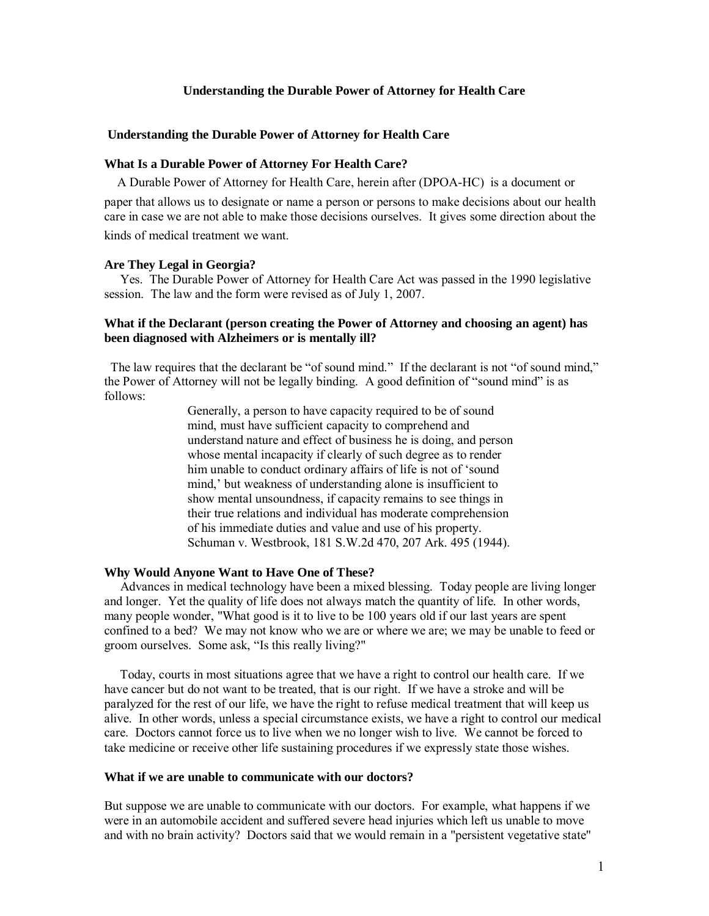# Understanding the Durable Power of Attorney for Health Care

## Understanding the Durable Power of Attorney for Health Care

### What Is a Durable Power of Attorney For Health Care?

A Durable Power of Attorney for Health Care, herein after (DPOA-HC) is a document or paper that allows us to designate or name a person or persons to make decisions about our health care in case we are not able to make those decisions ourselves. It gives some direction about the kinds of medical treatment we want.

### Are They Legal in Georgia?

Yes. The Durable Power of Attorney for Health Care Act was passed in the 1990 legislative session. The law and the form were revised as of July 1, 2007.

### What if the Declarant (person creating the Power of Attorney and choosing an agent) has been diagnosed with Alzheimers or is mentally ill?

The law requires that the declarant be "of sound mind." If the declarant is not "of sound mind," the Power of Attorney will not be legally binding. A good definition of "sound mind" is as follows:

> Generally, a person to have capacity required to be of sound mind, must have sufficient capacity to comprehend and understand nature and effect of business he is doing, and person whose mental incapacity if clearly of such degree as to render him unable to conduct ordinary affairs of life is not of 'sound mind,' but weakness of understanding alone is insufficient to show mental unsoundness, if capacity remains to see things in their true relations and individual has moderate comprehension of his immediate duties and value and use of his property. Schuman v. Westbrook, 181 S.W.2d 470, 207 Ark. 495 (1944).

### Why Would Anyone Want to Have One of These?

Advances in medical technology have been a mixed blessing. Today people are living longer and longer. Yet the quality of life does not always match the quantity of life. In other words, many people wonder, "What good is it to live to be 100 years old if our last years are spent confined to a bed? We may not know who we are or where we are; we may be unable to feed or groom ourselves. Some ask, "Is this really living?"

Today, courts in most situations agree that we have a right to control our health care. If we have cancer but do not want to be treated, that is our right. If we have a stroke and will be paralyzed for the rest of our life, we have the right to refuse medical treatment that will keep us alive. In other words, unless a special circumstance exists, we have a right to control our medical care. Doctors cannot force us to live when we no longer wish to live. We cannot be forced to take medicine or receive other life sustaining procedures if we expressly state those wishes.

### What if we are unable to communicate with our doctors?

But suppose we are unable to communicate with our doctors. For example, what happens if we were in an automobile accident and suffered severe head injuries which left us unable to move and with no brain activity? Doctors said that we would remain in a "persistent vegetative state"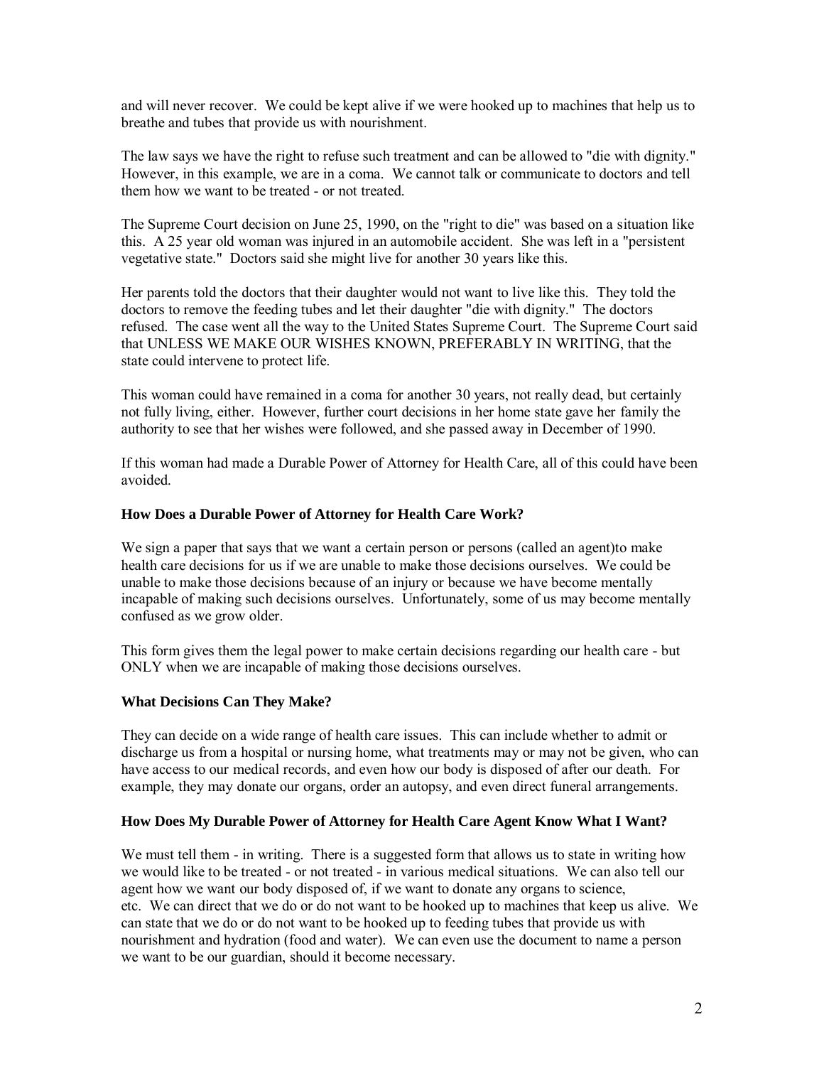and will never recover. We could be kept alive if we were hooked up to machines that help us to breathe and tubes that provide us with nourishment.

The law says we have the right to refuse such treatment and can be allowed to "die with dignity." However, in this example, we are in a coma. We cannot talk or communicate to doctors and tell them how we want to be treated - or not treated.

The Supreme Court decision on June 25, 1990, on the "right to die" was based on a situation like this. A 25 year old woman was injured in an automobile accident. She was left in a "persistent vegetative state." Doctors said she might live for another 30 years like this.

Her parents told the doctors that their daughter would not want to live like this. They told the doctors to remove the feeding tubes and let their daughter "die with dignity." The doctors refused. The case went all the way to the United States Supreme Court. The Supreme Court said that UNLESS WE MAKE OUR WISHES KNOWN, PREFERABLY IN WRITING, that the state could intervene to protect life.

This woman could have remained in a coma for another 30 years, not really dead, but certainly not fully living, either. However, further court decisions in her home state gave her family the authority to see that her wishes were followed, and she passed away in December of 1990.

If this woman had made a Durable Power of Attorney for Health Care, all of this could have been avoided.

### How Does a Durable Power of Attorney for Health Care Work?

We sign a paper that says that we want a certain person or persons (called an agent)to make health care decisions for us if we are unable to make those decisions ourselves. We could be unable to make those decisions because of an injury or because we have become mentally incapable of making such decisions ourselves. Unfortunately, some of us may become mentally confused as we grow older.

This form gives them the legal power to make certain decisions regarding our health care - but ONLY when we are incapable of making those decisions ourselves.

### What Decisions Can They Make?

They can decide on a wide range of health care issues. This can include whether to admit or discharge us from a hospital or nursing home, what treatments may or may not be given, who can have access to our medical records, and even how our body is disposed of after our death. For example, they may donate our organs, order an autopsy, and even direct funeral arrangements.

### How Does My Durable Power of Attorney for Health Care Agent Know What I Want?

We must tell them - in writing. There is a suggested form that allows us to state in writing how we would like to be treated - or not treated - in various medical situations. We can also tell our agent how we want our body disposed of, if we want to donate any organs to science, etc. We can direct that we do or do not want to be hooked up to machines that keep us alive. We can state that we do or do not want to be hooked up to feeding tubes that provide us with nourishment and hydration (food and water). We can even use the document to name a person we want to be our guardian, should it become necessary.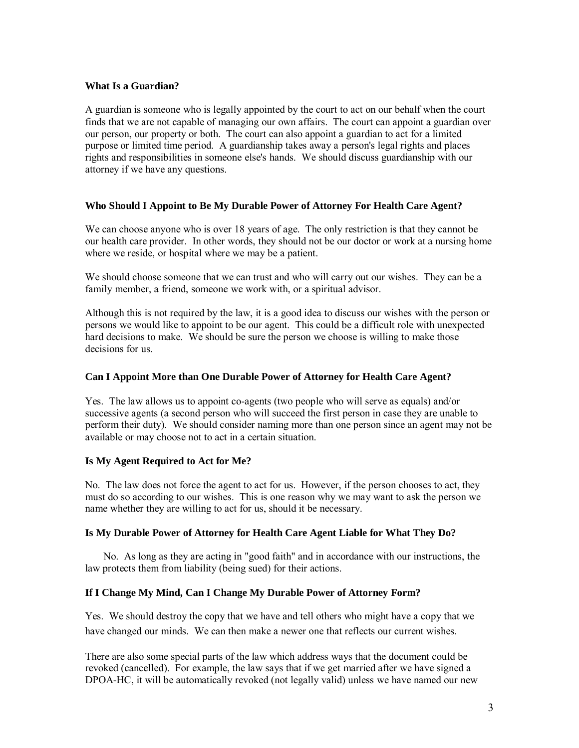### What Is a Guardian?

A guardian is someone who is legally appointed by the court to act on our behalf when the court finds that we are not capable of managing our own affairs. The court can appoint a guardian over our person, our property or both. The court can also appoint a guardian to act for a limited purpose or limited time period. A guardianship takes away a person's legal rights and places rights and responsibilities in someone else's hands. We should discuss guardianship with our attorney if we have any questions.

### Who Should I Appoint to Be My Durable Power of Attorney For Health Care Agent?

We can choose anyone who is over 18 years of age. The only restriction is that they cannot be our health care provider. In other words, they should not be our doctor or work at a nursing home where we reside, or hospital where we may be a patient.

We should choose someone that we can trust and who will carry out our wishes. They can be a family member, a friend, someone we work with, or a spiritual advisor.

Although this is not required by the law, it is a good idea to discuss our wishes with the person or persons we would like to appoint to be our agent. This could be a difficult role with unexpected hard decisions to make. We should be sure the person we choose is willing to make those decisions for us.

### Can I Appoint More than One Durable Power of Attorney for Health Care Agent?

Yes. The law allows us to appoint co-agents (two people who will serve as equals) and/or successive agents (a second person who will succeed the first person in case they are unable to perform their duty). We should consider naming more than one person since an agent may not be available or may choose not to act in a certain situation.

### Is My Agent Required to Act for Me?

No. The law does not force the agent to act for us. However, if the person chooses to act, they must do so according to our wishes. This is one reason why we may want to ask the person we name whether they are willing to act for us, should it be necessary.

### Is My Durable Power of Attorney for Health Care Agent Liable for What They Do?

No. As long as they are acting in "good faith" and in accordance with our instructions, the law protects them from liability (being sued) for their actions.

### If I Change My Mind, Can I Change My Durable Power of Attorney Form?

Yes. We should destroy the copy that we have and tell others who might have a copy that we have changed our minds. We can then make a newer one that reflects our current wishes.

There are also some special parts of the law which address ways that the document could be revoked (cancelled). For example, the law says that if we get married after we have signed a DPOA-HC, it will be automatically revoked (not legally valid) unless we have named our new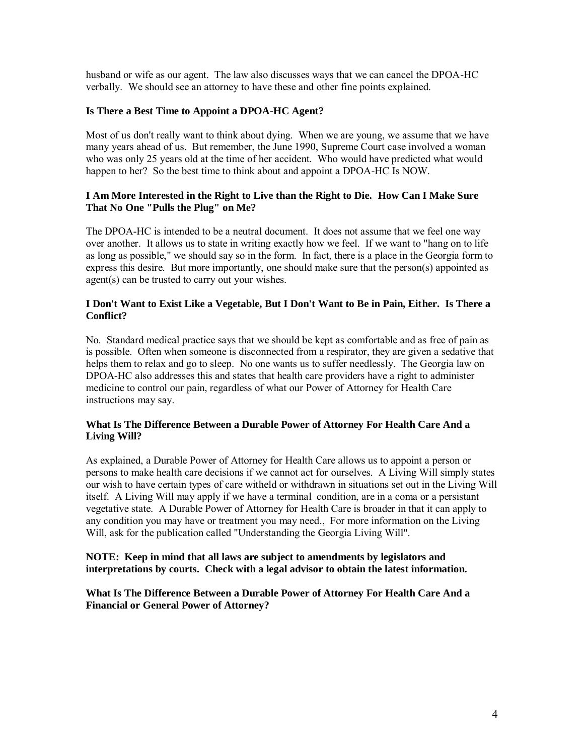husband or wife as our agent. The law also discusses ways that we can cancel the DPOA-HC verbally. We should see an attorney to have these and other fine points explained.

### Is There a Best Time to Appoint a DPOA-HC Agent?

Most of us don't really want to think about dying. When we are young, we assume that we have many years ahead of us. But remember, the June 1990, Supreme Court case involved a woman who was only 25 years old at the time of her accident. Who would have predicted what would happen to her? So the best time to think about and appoint a DPOA-HC Is NOW.

### I Am More Interested in the Right to Live than the Right to Die. How Can I Make Sure That No One "Pulls the Plug" on Me?

The DPOA-HC is intended to be a neutral document. It does not assume that we feel one way over another. It allows us to state in writing exactly how we feel. If we want to "hang on to life as long as possible," we should say so in the form. In fact, there is a place in the Georgia form to express this desire. But more importantly, one should make sure that the person(s) appointed as agent(s) can be trusted to carry out your wishes.

### I Don't Want to Exist Like a Vegetable, But I Don't Want to Be in Pain, Either. Is There a Conflict?

No. Standard medical practice says that we should be kept as comfortable and as free of pain as is possible. Often when someone is disconnected from a respirator, they are given a sedative that helps them to relax and go to sleep. No one wants us to suffer needlessly. The Georgia law on DPOA-HC also addresses this and states that health care providers have a right to administer medicine to control our pain, regardless of what our Power of Attorney for Health Care instructions may say.

### What Is The Difference Between a Durable Power of Attorney For Health Care And a Living Will?

As explained, a Durable Power of Attorney for Health Care allows us to appoint a person or persons to make health care decisions if we cannot act for ourselves. A Living Will simply states our wish to have certain types of care witheld or withdrawn in situations set out in the Living Will itself. A Living Will may apply if we have a terminal condition, are in a coma or a persistant vegetative state. A Durable Power of Attorney for Health Care is broader in that it can apply to any condition you may have or treatment you may need., For more information on the Living Will, ask for the publication called "Understanding the Georgia Living Will".

**NOTE: Keep in mind that all laws are subject to amendments by legislators and interpretations by courts. Check with a legal advisor to obtain the latest information.**

### What Is The Difference Between a Durable Power of Attorney For Health Care And a Financial or General Power of Attorney?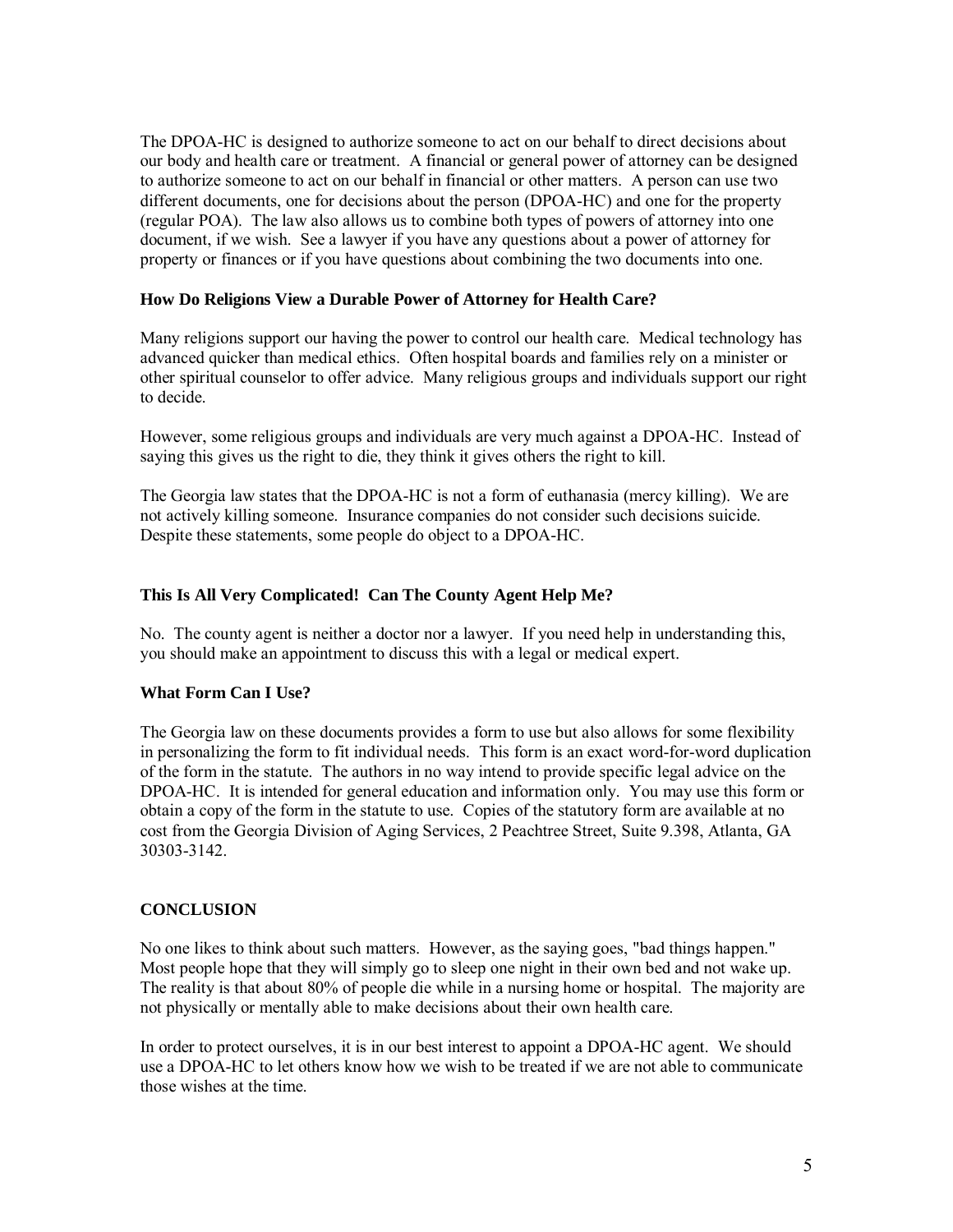The DPOA-HC is designed to authorize someone to act on our behalf to direct decisions about our body and health care or treatment. A financial or general power of attorney can be designed to authorize someone to act on our behalf in financial or other matters. A person can use two different documents, one for decisions about the person (DPOA-HC) and one for the property (regular POA). The law also allows us to combine both types of powers of attorney into one document, if we wish. See a lawyer if you have any questions about a power of attorney for property or finances or if you have questions about combining the two documents into one.

### How Do Religions View a Durable Power of Attorney for Health Care?

Many religions support our having the power to control our health care. Medical technology has advanced quicker than medical ethics. Often hospital boards and families rely on a minister or other spiritual counselor to offer advice. Many religious groups and individuals support our right to decide.

However, some religious groups and individuals are very much against a DPOA-HC. Instead of saying this gives us the right to die, they think it gives others the right to kill.

The Georgia law states that the DPOA-HC is not a form of euthanasia (mercy killing). We are not actively killing someone. Insurance companies do not consider such decisions suicide. Despite these statements, some people do object to a DPOA-HC.

### This Is All Very Complicated! Can The County Agent Help Me?

No. The county agent is neither a doctor nor a lawyer. If you need help in understanding this, you should make an appointment to discuss this with a legal or medical expert.

### What Form Can I Use?

The Georgia law on these documents provides a form to use but also allows for some flexibility in personalizing the form to fit individual needs. This form is an exact word-for-word duplication of the form in the statute. The authors in no way intend to provide specific legal advice on the DPOA-HC. It is intended for general education and information only. You may use this form or obtain a copy of the form in the statute to use. Copies of the statutory form are available at no cost from the Georgia Division of Aging Services, 2 Peachtree Street, Suite 9.398, Atlanta, GA 30303-3142.

## CONCLUSION

No one likes to think about such matters. However, as the saying goes, "bad things happen." Most people hope that they will simply go to sleep one night in their own bed and not wake up. The reality is that about 80% of people die while in a nursing home or hospital. The majority are not physically or mentally able to make decisions about their own health care.

In order to protect ourselves, it is in our best interest to appoint a DPOA-HC agent. We should use a DPOA-HC to let others know how we wish to be treated if we are not able to communicate those wishes at the time.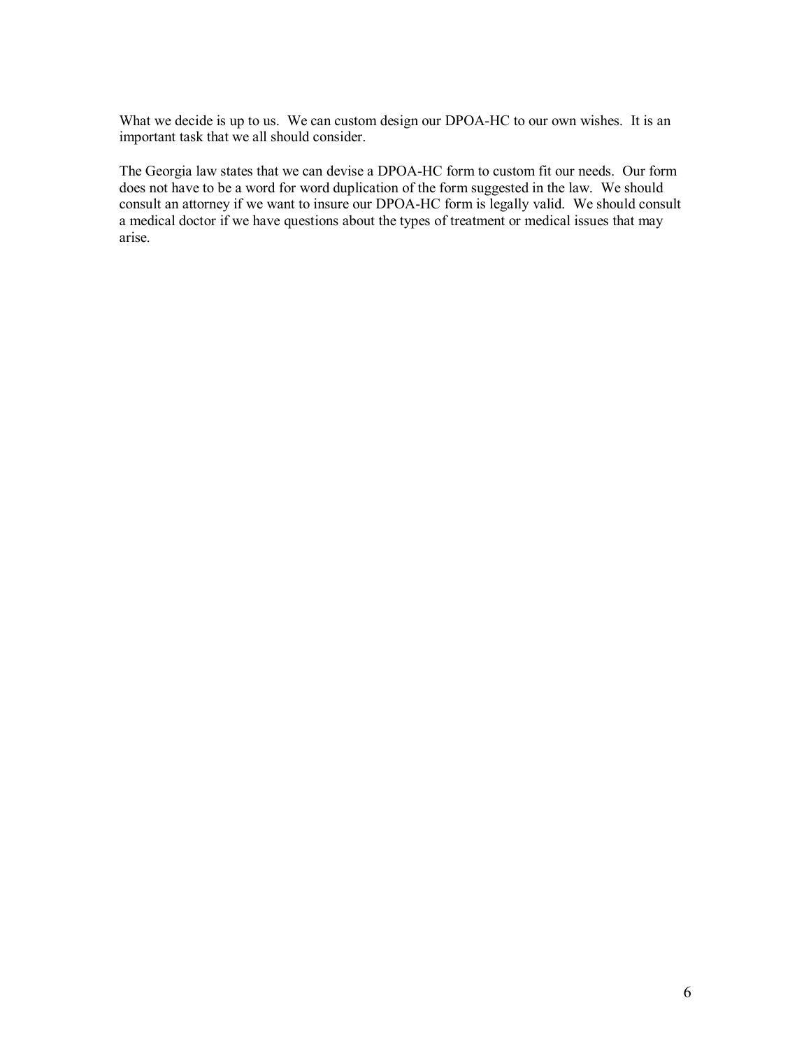What we decide is up to us. We can custom design our DPOA-HC to our own wishes. It is an important task that we all should consider.

The Georgia law states that we can devise a DPOA-HC form to custom fit our needs. Our form does not have to be a word for word duplication of the form suggested in the law. We should consult an attorney if we want to insure our DPOA-HC form is legally valid. We should consult a medical doctor if we have questions about the types of treatment or medical issues that may arise.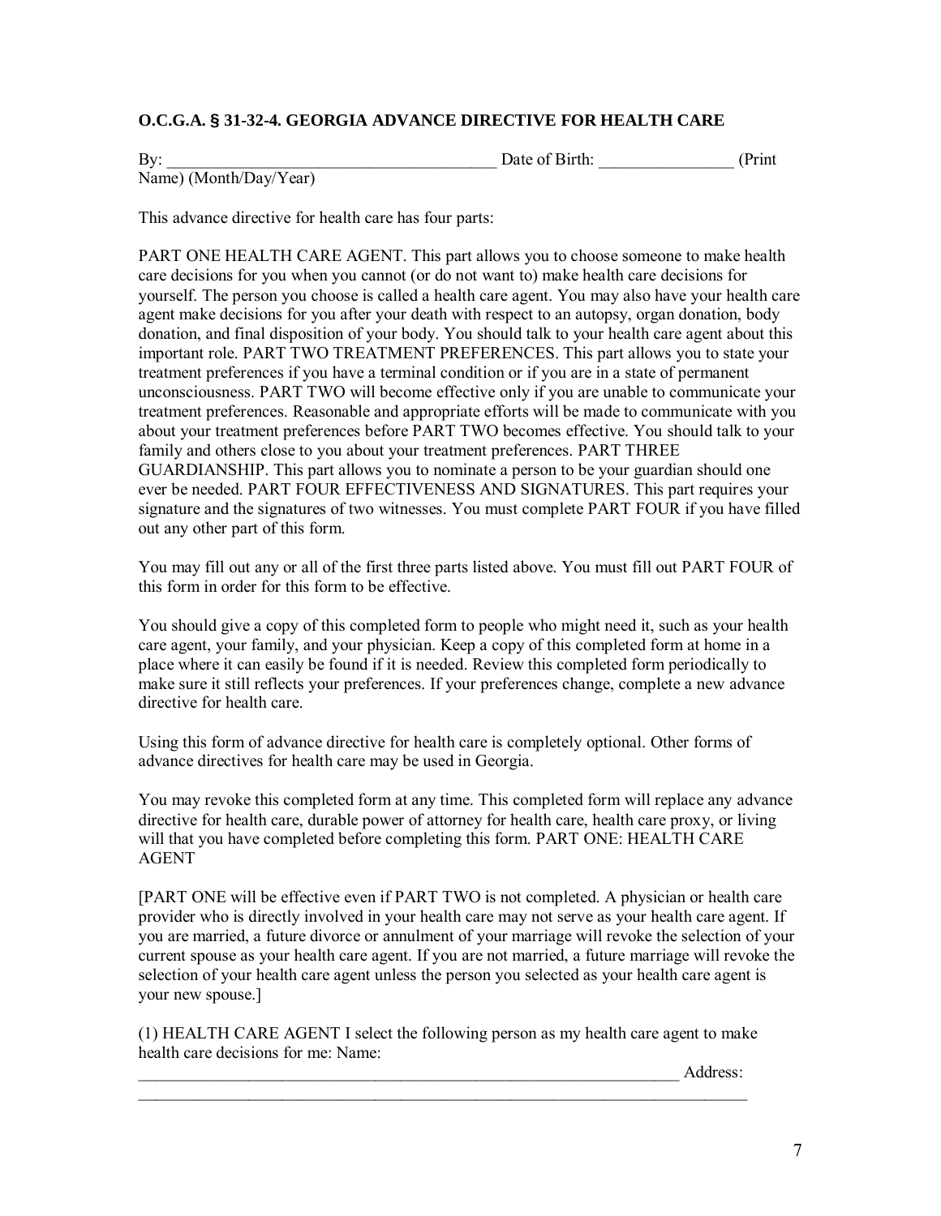**O.C.G.A. § 31-32-4. GEORGIA ADVANCE DIRECTIVE FOR HEALTH CARE**

By: _______________________________________ Date of Birth: ________________ (Print Name) (Month/Day/Year)

This advance directive for health care has four parts:

PART ONE HEALTH CARE AGENT. This part allows you to choose someone to make health care decisions for you when you cannot (or do not want to) make health care decisions for yourself. The person you choose is called a health care agent. You may also have your health care agent make decisions for you after your death with respect to an autopsy, organ donation, body donation, and final disposition of your body. You should talk to your health care agent about this important role. PART TWO TREATMENT PREFERENCES. This part allows you to state your treatment preferences if you have a terminal condition or if you are in a state of permanent unconsciousness. PART TWO will become effective only if you are unable to communicate your treatment preferences. Reasonable and appropriate efforts will be made to communicate with you about your treatment preferences before PART TWO becomes effective. You should talk to your family and others close to you about your treatment preferences. PART THREE GUARDIANSHIP. This part allows you to nominate a person to be your guardian should one ever be needed. PART FOUR EFFECTIVENESS AND SIGNATURES. This part requires your signature and the signatures of two witnesses. You must complete PART FOUR if you have filled out any other part of this form.

You may fill out any or all of the first three parts listed above. You must fill out PART FOUR of this form in order for this form to be effective.

You should give a copy of this completed form to people who might need it, such as your health care agent, your family, and your physician. Keep a copy of this completed form at home in a place where it can easily be found if it is needed. Review this completed form periodically to make sure it still reflects your preferences. If your preferences change, complete a new advance directive for health care.

Using this form of advance directive for health care is completely optional. Other forms of advance directives for health care may be used in Georgia.

You may revoke this completed form at any time. This completed form will replace any advance directive for health care, durable power of attorney for health care, health care proxy, or living will that you have completed before completing this form. PART ONE: HEALTH CARE AGENT

[PART ONE will be effective even if PART TWO is not completed. A physician or health care provider who is directly involved in your health care may not serve as your health care agent. If you are married, a future divorce or annulment of your marriage will revoke the selection of your current spouse as your health care agent. If you are not married, a future marriage will revoke the selection of your health care agent unless the person you selected as your health care agent is your new spouse.]

(1) HEALTH CARE AGENT I select the following person as my health care agent to make health care decisions for me: Name:
____________________________________________________________________ Address:
_____________________________________________________________________________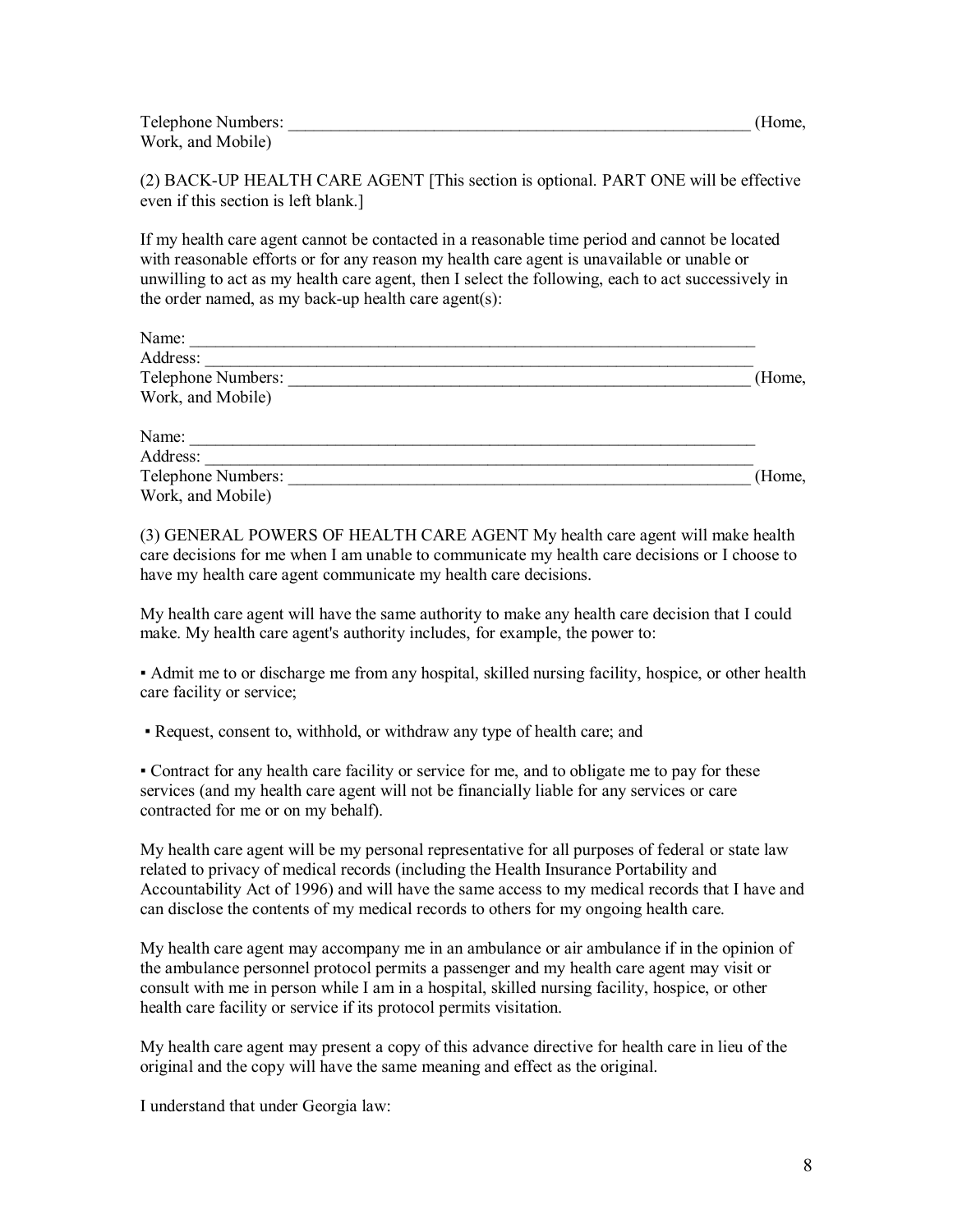Telephone Numbers: _________________________________________________________ (Home, Work, and Mobile)

(2) BACK-UP HEALTH CARE AGENT [This section is optional. PART ONE will be effective even if this section is left blank.]

If my health care agent cannot be contacted in a reasonable time period and cannot be located with reasonable efforts or for any reason my health care agent is unavailable or unable or unwilling to act as my health care agent, then I select the following, each to act successively in the order named, as my back-up health care agent(s):

Name: _____________________________________________________________________
Address: ___________________________________________________________________
Telephone Numbers: _________________________________________________________ (Home, Work, and Mobile)

Name: _____________________________________________________________________
Address: ___________________________________________________________________
Telephone Numbers: _________________________________________________________ (Home, Work, and Mobile)

(3) GENERAL POWERS OF HEALTH CARE AGENT My health care agent will make health care decisions for me when I am unable to communicate my health care decisions or I choose to have my health care agent communicate my health care decisions.

My health care agent will have the same authority to make any health care decision that I could make. My health care agent's authority includes, for example, the power to:

- Admit me to or discharge me from any hospital, skilled nursing facility, hospice, or other health care facility or service;

- Request, consent to, withhold, or withdraw any type of health care; and

- Contract for any health care facility or service for me, and to obligate me to pay for these services (and my health care agent will not be financially liable for any services or care contracted for me or on my behalf).

My health care agent will be my personal representative for all purposes of federal or state law related to privacy of medical records (including the Health Insurance Portability and Accountability Act of 1996) and will have the same access to my medical records that I have and can disclose the contents of my medical records to others for my ongoing health care.

My health care agent may accompany me in an ambulance or air ambulance if in the opinion of the ambulance personnel protocol permits a passenger and my health care agent may visit or consult with me in person while I am in a hospital, skilled nursing facility, hospice, or other health care facility or service if its protocol permits visitation.

My health care agent may present a copy of this advance directive for health care in lieu of the original and the copy will have the same meaning and effect as the original.

I understand that under Georgia law: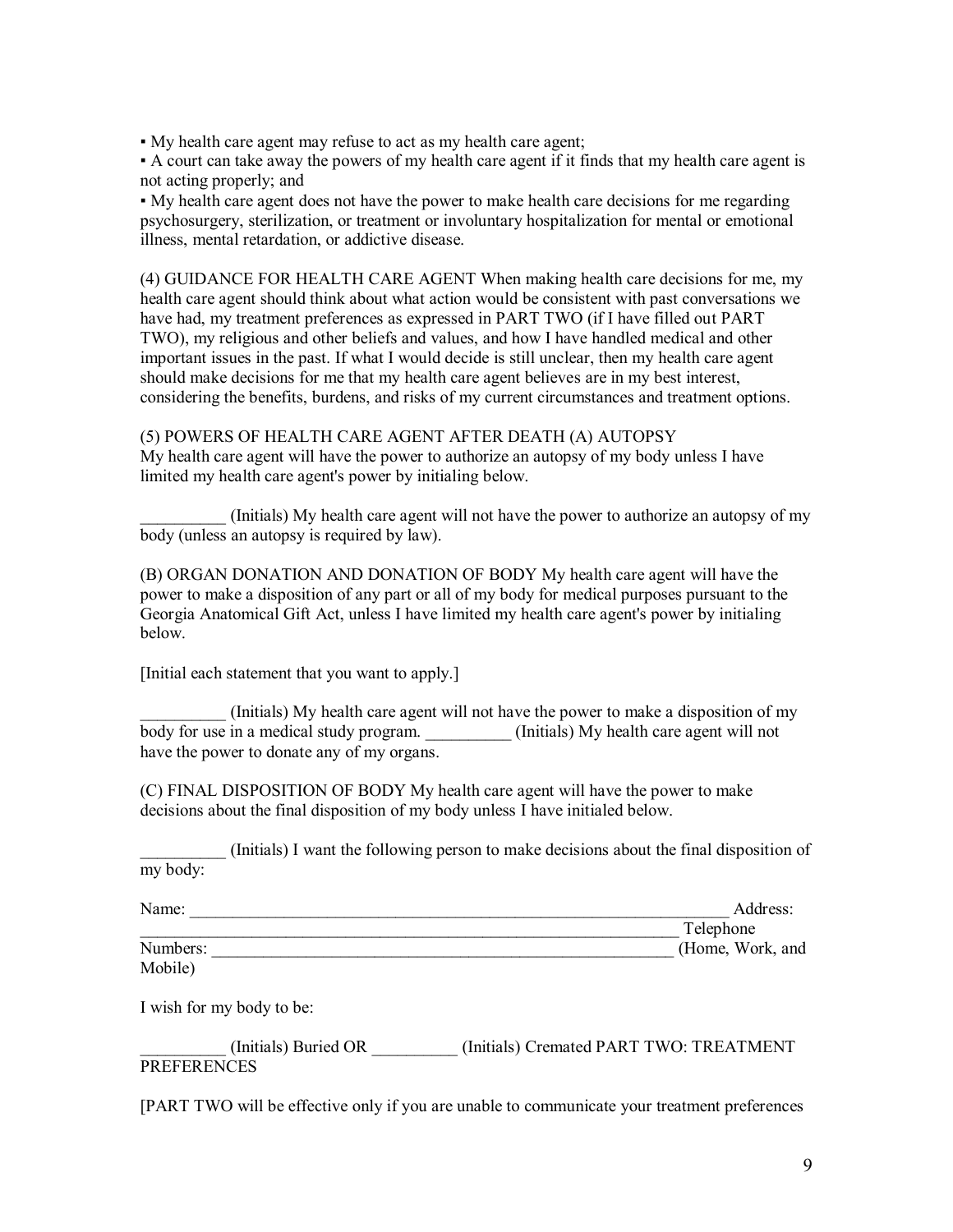▪ My health care agent may refuse to act as my health care agent;

▪ A court can take away the powers of my health care agent if it finds that my health care agent is not acting properly; and

▪ My health care agent does not have the power to make health care decisions for me regarding psychosurgery, sterilization, or treatment or involuntary hospitalization for mental or emotional illness, mental retardation, or addictive disease.

(4) GUIDANCE FOR HEALTH CARE AGENT When making health care decisions for me, my health care agent should think about what action would be consistent with past conversations we have had, my treatment preferences as expressed in PART TWO (if I have filled out PART TWO), my religious and other beliefs and values, and how I have handled medical and other important issues in the past. If what I would decide is still unclear, then my health care agent should make decisions for me that my health care agent believes are in my best interest, considering the benefits, burdens, and risks of my current circumstances and treatment options.

(5) POWERS OF HEALTH CARE AGENT AFTER DEATH (A) AUTOPSY
My health care agent will have the power to authorize an autopsy of my body unless I have limited my health care agent's power by initialing below.

__________ (Initials) My health care agent will not have the power to authorize an autopsy of my body (unless an autopsy is required by law).

(B) ORGAN DONATION AND DONATION OF BODY My health care agent will have the power to make a disposition of any part or all of my body for medical purposes pursuant to the Georgia Anatomical Gift Act, unless I have limited my health care agent's power by initialing below.

[Initial each statement that you want to apply.]

__________ (Initials) My health care agent will not have the power to make a disposition of my body for use in a medical study program. __________ (Initials) My health care agent will not have the power to donate any of my organs.

(C) FINAL DISPOSITION OF BODY My health care agent will have the power to make decisions about the final disposition of my body unless I have initialed below.

__________ (Initials) I want the following person to make decisions about the final disposition of my body:

Name: ____________________________________________________________________ Address: ________________________________________________________________ Telephone Numbers: ________________________________________________________ (Home, Work, and Mobile)

I wish for my body to be:

__________ (Initials) Buried OR __________ (Initials) Cremated PART TWO: TREATMENT PREFERENCES

[PART TWO will be effective only if you are unable to communicate your treatment preferences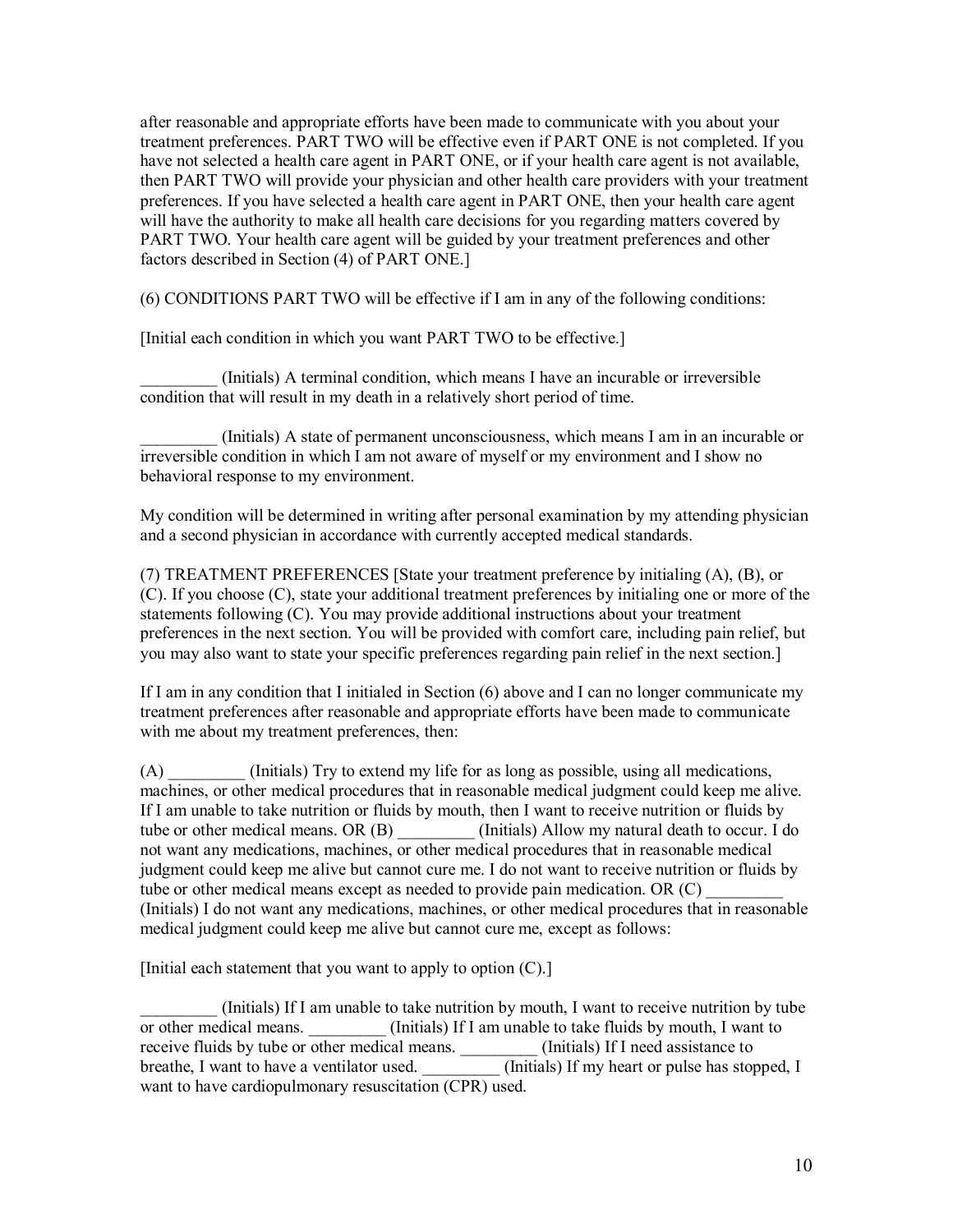after reasonable and appropriate efforts have been made to communicate with you about your treatment preferences. PART TWO will be effective even if PART ONE is not completed. If you have not selected a health care agent in PART ONE, or if your health care agent is not available, then PART TWO will provide your physician and other health care providers with your treatment preferences. If you have selected a health care agent in PART ONE, then your health care agent will have the authority to make all health care decisions for you regarding matters covered by PART TWO. Your health care agent will be guided by your treatment preferences and other factors described in Section (4) of PART ONE.]

(6) CONDITIONS PART TWO will be effective if I am in any of the following conditions:

[Initial each condition in which you want PART TWO to be effective.]

_________ (Initials) A terminal condition, which means I have an incurable or irreversible condition that will result in my death in a relatively short period of time.

_________ (Initials) A state of permanent unconsciousness, which means I am in an incurable or irreversible condition in which I am not aware of myself or my environment and I show no behavioral response to my environment.

My condition will be determined in writing after personal examination by my attending physician and a second physician in accordance with currently accepted medical standards.

(7) TREATMENT PREFERENCES [State your treatment preference by initialing (A), (B), or (C). If you choose (C), state your additional treatment preferences by initialing one or more of the statements following (C). You may provide additional instructions about your treatment preferences in the next section. You will be provided with comfort care, including pain relief, but you may also want to state your specific preferences regarding pain relief in the next section.]

If I am in any condition that I initialed in Section (6) above and I can no longer communicate my treatment preferences after reasonable and appropriate efforts have been made to communicate with me about my treatment preferences, then:

(A) _________ (Initials) Try to extend my life for as long as possible, using all medications, machines, or other medical procedures that in reasonable medical judgment could keep me alive. If I am unable to take nutrition or fluids by mouth, then I want to receive nutrition or fluids by tube or other medical means. OR (B) _________ (Initials) Allow my natural death to occur. I do not want any medications, machines, or other medical procedures that in reasonable medical judgment could keep me alive but cannot cure me. I do not want to receive nutrition or fluids by tube or other medical means except as needed to provide pain medication. OR (C) _________ (Initials) I do not want any medications, machines, or other medical procedures that in reasonable medical judgment could keep me alive but cannot cure me, except as follows:

[Initial each statement that you want to apply to option (C).]

_________ (Initials) If I am unable to take nutrition by mouth, I want to receive nutrition by tube or other medical means. _________ (Initials) If I am unable to take fluids by mouth, I want to receive fluids by tube or other medical means. _________ (Initials) If I need assistance to breathe, I want to have a ventilator used. _________ (Initials) If my heart or pulse has stopped, I want to have cardiopulmonary resuscitation (CPR) used.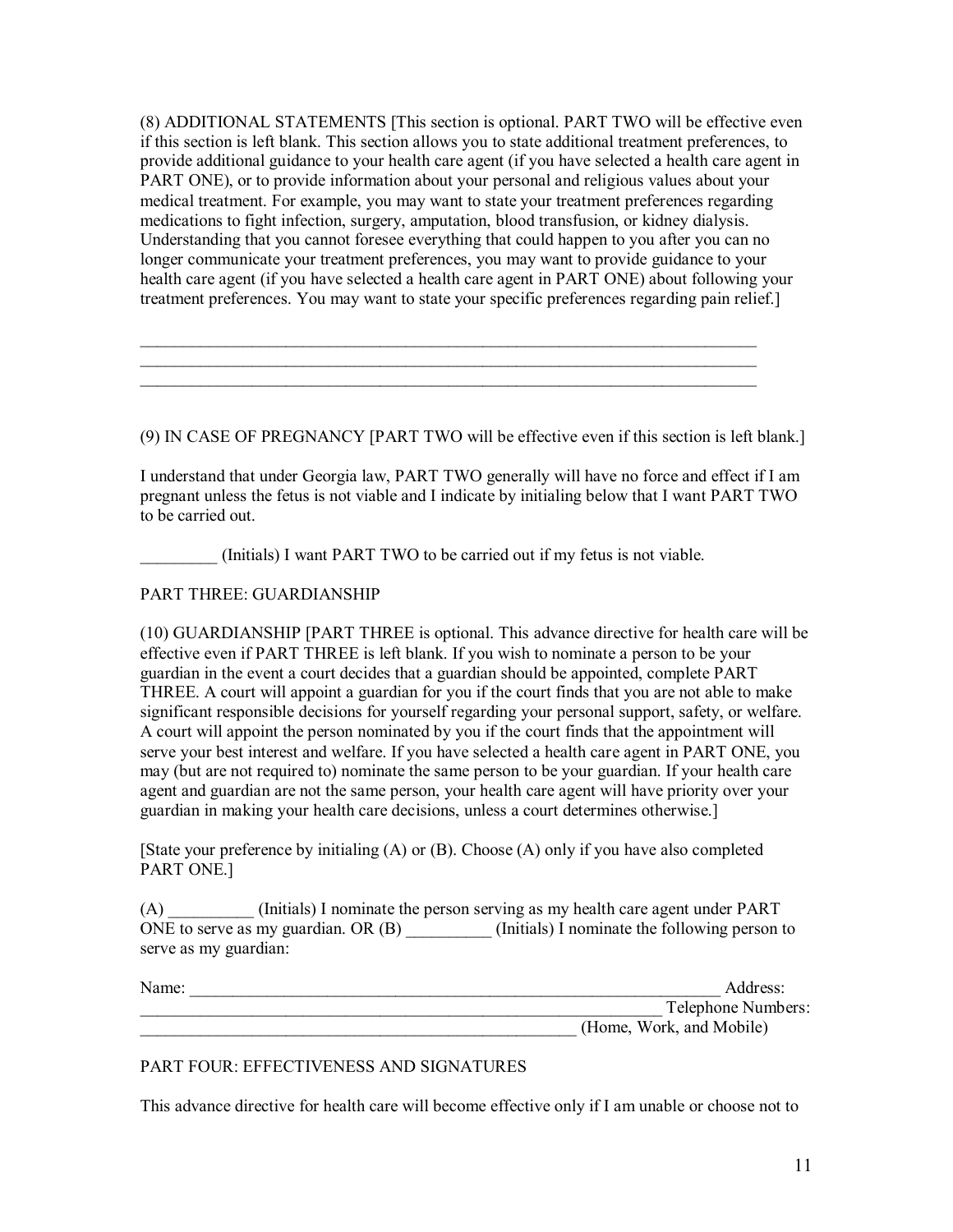(8) ADDITIONAL STATEMENTS [This section is optional. PART TWO will be effective even if this section is left blank. This section allows you to state additional treatment preferences, to provide additional guidance to your health care agent (if you have selected a health care agent in PART ONE), or to provide information about your personal and religious values about your medical treatment. For example, you may want to state your treatment preferences regarding medications to fight infection, surgery, amputation, blood transfusion, or kidney dialysis. Understanding that you cannot foresee everything that could happen to you after you can no longer communicate your treatment preferences, you may want to provide guidance to your health care agent (if you have selected a health care agent in PART ONE) about following your treatment preferences. You may want to state your specific preferences regarding pain relief.]

\_\_\_\_\_\_\_\_\_\_\_\_\_\_\_\_\_\_\_\_\_\_\_\_\_\_\_\_\_\_\_\_\_\_\_\_\_\_\_\_\_\_\_\_\_\_\_\_\_\_\_\_\_\_\_\_\_\_\_\_\_\_\_\_\_\_\_\_\_\_\_\_
\_\_\_\_\_\_\_\_\_\_\_\_\_\_\_\_\_\_\_\_\_\_\_\_\_\_\_\_\_\_\_\_\_\_\_\_\_\_\_\_\_\_\_\_\_\_\_\_\_\_\_\_\_\_\_\_\_\_\_\_\_\_\_\_\_\_\_\_\_\_\_\_
\_\_\_\_\_\_\_\_\_\_\_\_\_\_\_\_\_\_\_\_\_\_\_\_\_\_\_\_\_\_\_\_\_\_\_\_\_\_\_\_\_\_\_\_\_\_\_\_\_\_\_\_\_\_\_\_\_\_\_\_\_\_\_\_\_\_\_\_\_\_\_\_

(9) IN CASE OF PREGNANCY [PART TWO will be effective even if this section is left blank.]

I understand that under Georgia law, PART TWO generally will have no force and effect if I am pregnant unless the fetus is not viable and I indicate by initialing below that I want PART TWO to be carried out.

_________ (Initials) I want PART TWO to be carried out if my fetus is not viable.

PART THREE: GUARDIANSHIP

(10) GUARDIANSHIP [PART THREE is optional. This advance directive for health care will be effective even if PART THREE is left blank. If you wish to nominate a person to be your guardian in the event a court decides that a guardian should be appointed, complete PART THREE. A court will appoint a guardian for you if the court finds that you are not able to make significant responsible decisions for yourself regarding your personal support, safety, or welfare. A court will appoint the person nominated by you if the court finds that the appointment will serve your best interest and welfare. If you have selected a health care agent in PART ONE, you may (but are not required to) nominate the same person to be your guardian. If your health care agent and guardian are not the same person, your health care agent will have priority over your guardian in making your health care decisions, unless a court determines otherwise.]

[State your preference by initialing (A) or (B). Choose (A) only if you have also completed PART ONE.]

(A) __________ (Initials) I nominate the person serving as my health care agent under PART ONE to serve as my guardian. OR (B) __________ (Initials) I nominate the following person to serve as my guardian:

Name: _______________________________________________________________ Address: _____________________________________________________________ Telephone Numbers: _____________________________________________________ (Home, Work, and Mobile)

PART FOUR: EFFECTIVENESS AND SIGNATURES

This advance directive for health care will become effective only if I am unable or choose not to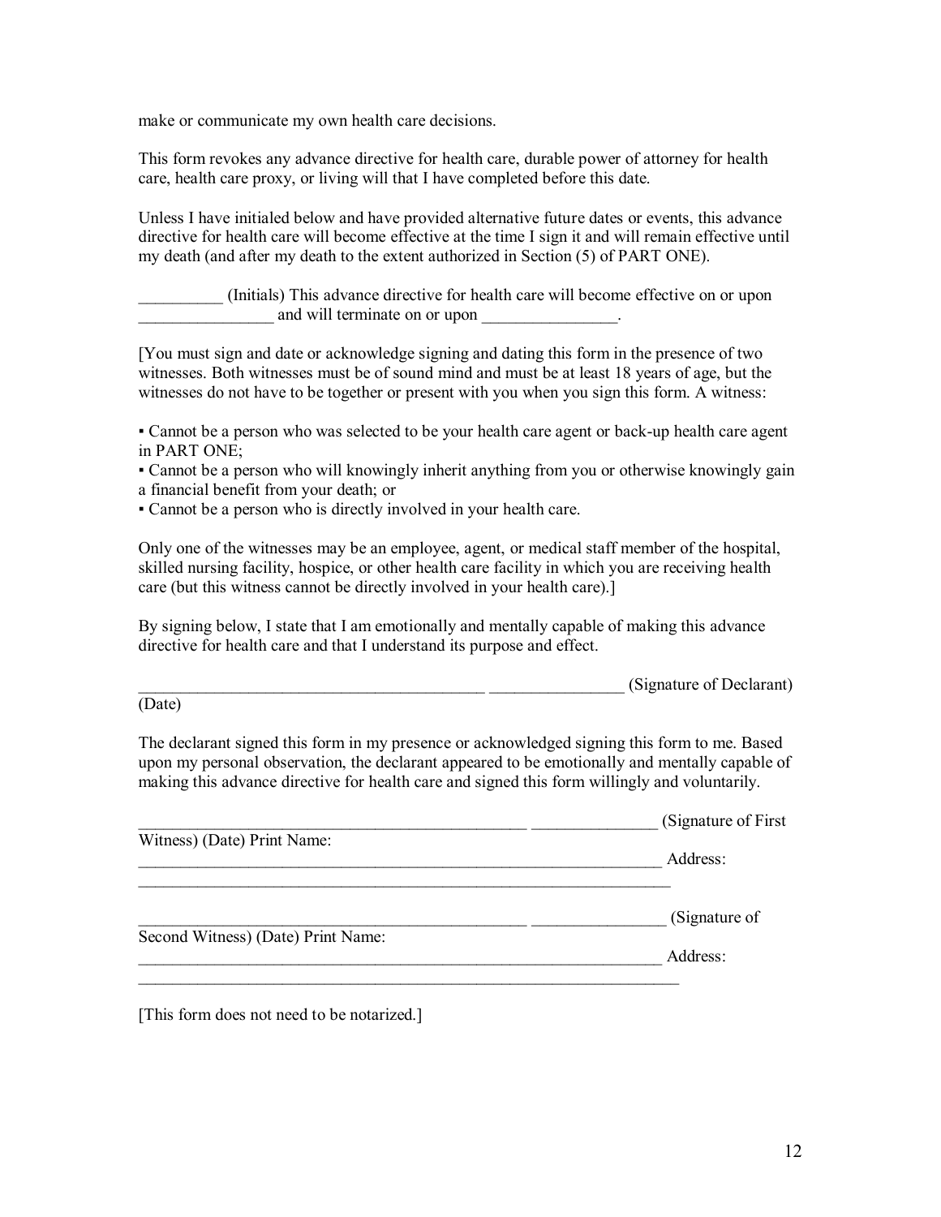make or communicate my own health care decisions.

This form revokes any advance directive for health care, durable power of attorney for health care, health care proxy, or living will that I have completed before this date.

Unless I have initialed below and have provided alternative future dates or events, this advance directive for health care will become effective at the time I sign it and will remain effective until my death (and after my death to the extent authorized in Section (5) of PART ONE).

__________ (Initials) This advance directive for health care will become effective on or upon ________________ and will terminate on or upon ________________.

[You must sign and date or acknowledge signing and dating this form in the presence of two witnesses. Both witnesses must be of sound mind and must be at least 18 years of age, but the witnesses do not have to be together or present with you when you sign this form. A witness:

▪ Cannot be a person who was selected to be your health care agent or back-up health care agent in PART ONE;
▪ Cannot be a person who will knowingly inherit anything from you or otherwise knowingly gain a financial benefit from your death; or
▪ Cannot be a person who is directly involved in your health care.

Only one of the witnesses may be an employee, agent, or medical staff member of the hospital, skilled nursing facility, hospice, or other health care facility in which you are receiving health care (but this witness cannot be directly involved in your health care).]

By signing below, I state that I am emotionally and mentally capable of making this advance directive for health care and that I understand its purpose and effect.

__________________________________________ ________________ (Signature of Declarant) (Date)

The declarant signed this form in my presence or acknowledged signing this form to me. Based upon my personal observation, the declarant appeared to be emotionally and mentally capable of making this advance directive for health care and signed this form willingly and voluntarily.

________________________________________________ _______________ (Signature of First Witness) (Date) Print Name: _________________________________________________________________ Address: ___________________________________________________________________

________________________________________________ ________________ (Signature of Second Witness) (Date) Print Name: _________________________________________________________________ Address: ____________________________________________________________________

[This form does not need to be notarized.]